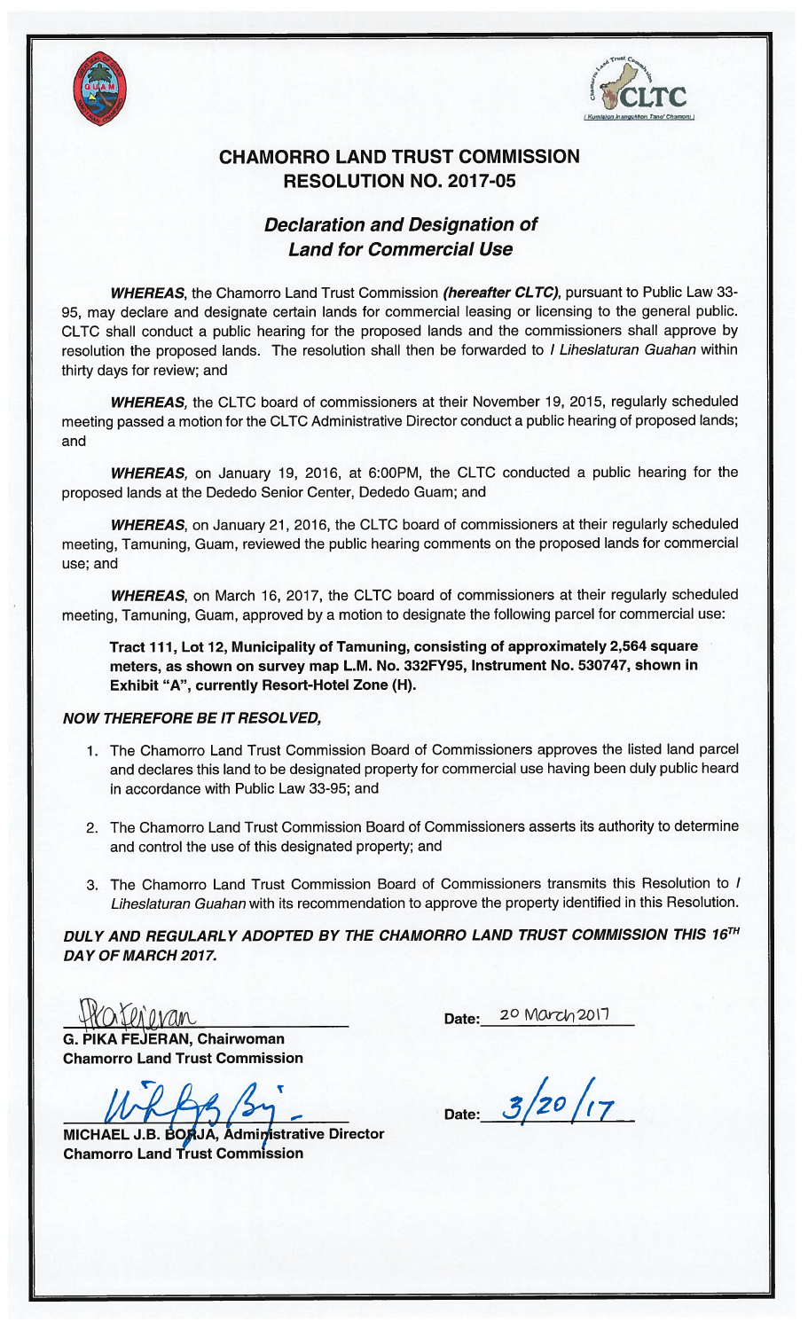# CHAMORRO LAND TRUST COMMISSION
## RESOLUTION NO. 2017-05

### *Declaration and Designation of Land for Commercial Use*

***WHEREAS***, the Chamorro Land Trust Commission ***(hereafter CLTC)***, pursuant to Public Law 33-95, may declare and designate certain lands for commercial leasing or licensing to the general public. CLTC shall conduct a public hearing for the proposed lands and the commissioners shall approve by resolution the proposed lands. The resolution shall then be forwarded to *I Liheslaturan Guahan* within thirty days for review; and

***WHEREAS,*** the CLTC board of commissioners at their November 19, 2015, regularly scheduled meeting passed a motion for the CLTC Administrative Director conduct a public hearing of proposed lands; and

***WHEREAS,*** on January 19, 2016, at 6:00PM, the CLTC conducted a public hearing for the proposed lands at the Dededo Senior Center, Dededo Guam; and

***WHEREAS***, on January 21, 2016, the CLTC board of commissioners at their regularly scheduled meeting, Tamuning, Guam, reviewed the public hearing comments on the proposed lands for commercial use; and

***WHEREAS***, on March 16, 2017, the CLTC board of commissioners at their regularly scheduled meeting, Tamuning, Guam, approved by a motion to designate the following parcel for commercial use:

**Tract 111, Lot 12, Municipality of Tamuning, consisting of approximately 2,564 square meters, as shown on survey map L.M. No. 332FY95, Instrument No. 530747, shown in Exhibit "A", currently Resort-Hotel Zone (H).**

***NOW THEREFORE BE IT RESOLVED,***

1. The Chamorro Land Trust Commission Board of Commissioners approves the listed land parcel and declares this land to be designated property for commercial use having been duly public heard in accordance with Public Law 33-95; and
2. The Chamorro Land Trust Commission Board of Commissioners asserts its authority to determine and control the use of this designated property; and
3. The Chamorro Land Trust Commission Board of Commissioners transmits this Resolution to *I Liheslaturan Guahan* with its recommendation to approve the property identified in this Resolution.

***DULY AND REGULARLY ADOPTED BY THE CHAMORRO LAND TRUST COMMISSION THIS 16TH DAY OF MARCH 2017.***

PKaFejeran

**G. PIKA FEJERAN, Chairwoman**
**Chamorro Land Trust Commission**

Date: 20 March 2017

**MICHAEL J.B. BORJA, Administrative Director**
**Chamorro Land Trust Commission**

Date: 3/20/17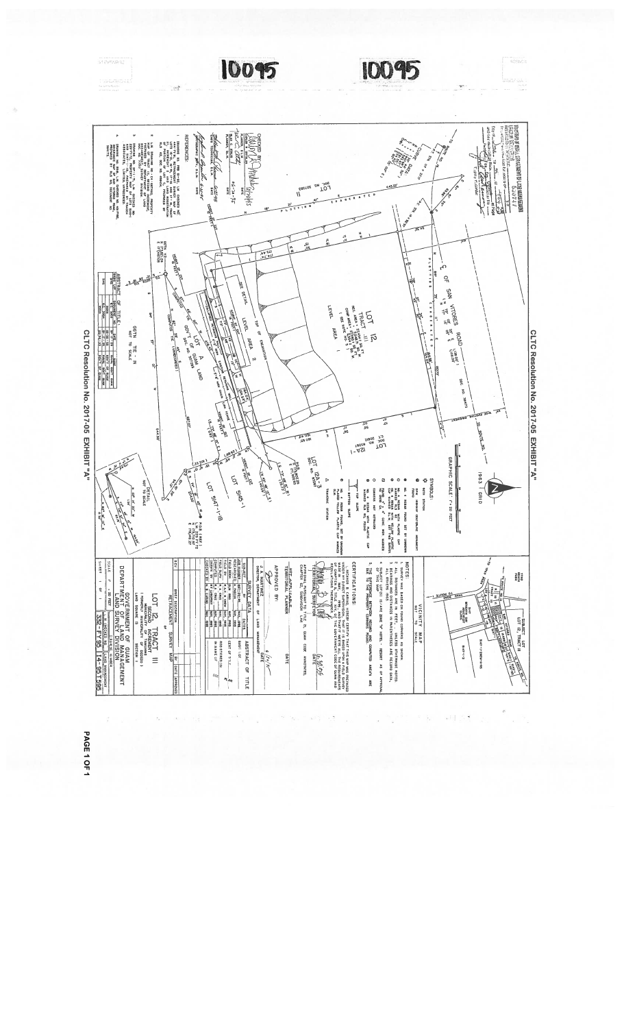10095

CLTC Resolution No. 2017-05 EXHIBIT "A"

LOT 12

TRACT 111

SAN VITORES ROAD

GRAPHIC SCALE 1" = 20 FEET

1963 GRID

SYMBOLS:

NOTES:

VICINITY MAP

NOT TO SCALE

CERTIFICATIONS

APPROVED BY:

TERRITORIAL PLANNER

TERRITORIAL SURVEYOR

ABSTRACT OF TITLE

REFERENCES:

CHECKED BY:

LOT 12, TRACT 111

RETRACEMENT SURVEY MAP

GOVERNMENT OF GUAM

DEPARTMENT OF LAND MANAGEMENT

LAND SURVEY DIVISION

332-FY95

SCALE 1" = 20 FEET

SHEET 1 OF 1